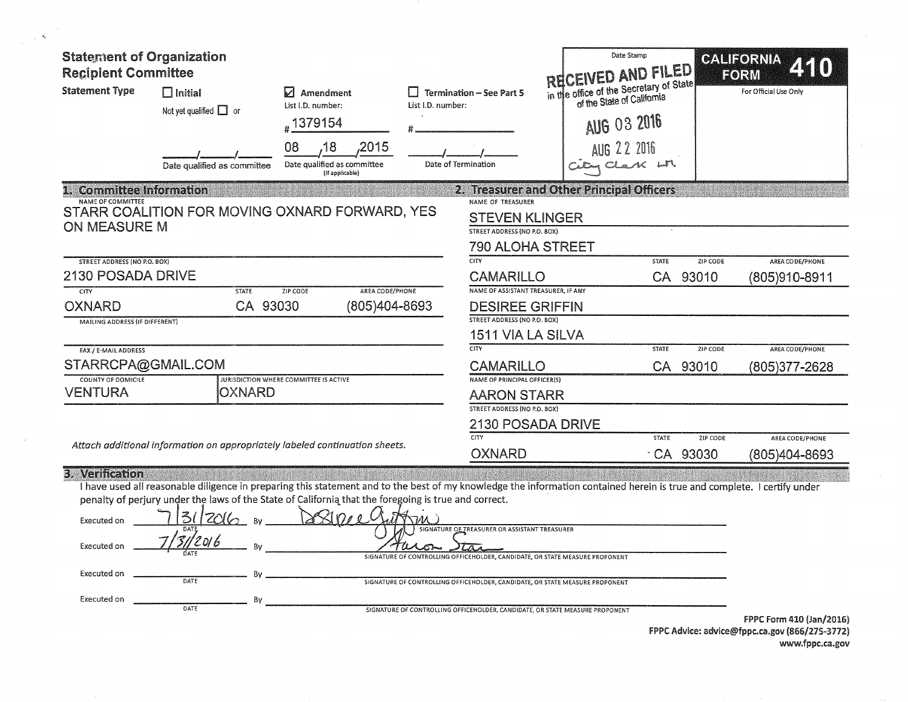# Statement of Organization
## Recipient Committee

**CALIFORNIA FORM 410**

For Official Use Only

Date Stamp

RECEIVED AND FILED
in the office of the Secretary of State of the State of California

AUG 03 2016

AUG 22 2016

City Clerk

**Statement Type**

☐ Initial

Not yet qualified ☐ or

\_\_\_\_/\_\_\_\_/\_\_\_\_ Date qualified as committee

☑ Amendment

List I.D. number: # 1379154

08 / 18 / 2015 Date qualified as committee (If applicable)

☐ Termination – See Part 5

List I.D. number: # \_\_\_\_\_\_

\_\_\_\_/\_\_\_\_/\_\_\_\_ Date of Termination

## 1. Committee Information

| Field | Value |
|---|---|
| NAME OF COMMITTEE | STARR COALITION FOR MOVING OXNARD FORWARD, YES ON MEASURE M |
| STREET ADDRESS (NO P.O. BOX) | 2130 POSADA DRIVE |
| CITY | OXNARD |
| STATE | CA |
| ZIP CODE | 93030 |
| AREA CODE/PHONE | (805)404-8693 |
| MAILING ADDRESS (IF DIFFERENT) | |
| FAX / E-MAIL ADDRESS | STARRCPA@GMAIL.COM |
| COUNTY OF DOMICILE | VENTURA |
| JURISDICTION WHERE COMMITTEE IS ACTIVE | OXNARD |

*Attach additional information on appropriately labeled continuation sheets.*

## 2. Treasurer and Other Principal Officers

| Field | Value |
|---|---|
| NAME OF TREASURER | STEVEN KLINGER |
| STREET ADDRESS (NO P.O. BOX) | 790 ALOHA STREET |
| CITY | CAMARILLO |
| STATE | CA |
| ZIP CODE | 93010 |
| AREA CODE/PHONE | (805)910-8911 |
| NAME OF ASSISTANT TREASURER, IF ANY | DESIREE GRIFFIN |
| STREET ADDRESS (NO P.O. BOX) | 1511 VIA LA SILVA |
| CITY | CAMARILLO |
| STATE | CA |
| ZIP CODE | 93010 |
| AREA CODE/PHONE | (805)377-2628 |
| NAME OF PRINCIPAL OFFICER(S) | AARON STARR |
| STREET ADDRESS (NO P.O. BOX) | 2130 POSADA DRIVE |
| CITY | OXNARD |
| STATE | CA |
| ZIP CODE | 93030 |
| AREA CODE/PHONE | (805)404-8693 |

## 3. Verification

I have used all reasonable diligence in preparing this statement and to the best of my knowledge the information contained herein is true and complete. I certify under penalty of perjury under the laws of the State of California that the foregoing is true and correct.

Executed on 7/31/2016 By *Desiree Griffin* — SIGNATURE OF TREASURER OR ASSISTANT TREASURER

Executed on 7/31/2016 By *Aaron Starr* — SIGNATURE OF CONTROLLING OFFICEHOLDER, CANDIDATE, OR STATE MEASURE PROPONENT

Executed on \_\_\_\_\_\_ DATE By \_\_\_\_\_\_ SIGNATURE OF CONTROLLING OFFICEHOLDER, CANDIDATE, OR STATE MEASURE PROPONENT

Executed on \_\_\_\_\_\_ DATE By \_\_\_\_\_\_ SIGNATURE OF CONTROLLING OFFICEHOLDER, CANDIDATE, OR STATE MEASURE PROPONENT

FPPC Form 410 (Jan/2016)
FPPC Advice: advice@fppc.ca.gov (866/275-3772)
www.fppc.ca.gov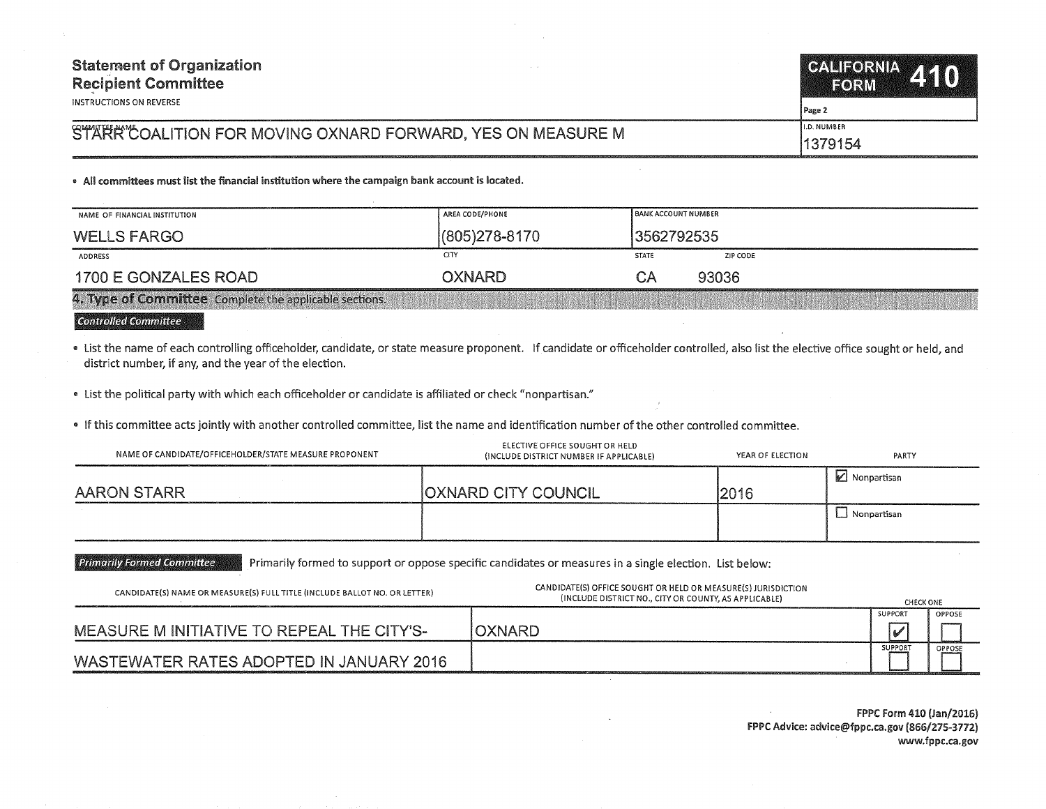# Statement of Organization
## Recipient Committee

INSTRUCTIONS ON REVERSE

**CALIFORNIA FORM 410**

Page 2

| COMMITTEE NAME | I.D. NUMBER |
|---|---|
| STARR COALITION FOR MOVING OXNARD FORWARD, YES ON MEASURE M | 1379154 |

- **All committees must list the financial institution where the campaign bank account is located.**

| NAME OF FINANCIAL INSTITUTION | AREA CODE/PHONE | BANK ACCOUNT NUMBER | |
|---|---|---|---|
| WELLS FARGO | (805)278-8170 | 3562792535 | |
| **ADDRESS** | **CITY** | **STATE** | **ZIP CODE** |
| 1700 E GONZALES ROAD | OXNARD | CA | 93036 |

## 4. Type of Committee
Complete the applicable sections.

### Controlled Committee

- List the name of each controlling officeholder, candidate, or state measure proponent. If candidate or officeholder controlled, also list the elective office sought or held, and district number, if any, and the year of the election.
- List the political party with which each officeholder or candidate is affiliated or check "nonpartisan."
- If this committee acts jointly with another controlled committee, list the name and identification number of the other controlled committee.

| NAME OF CANDIDATE/OFFICEHOLDER/STATE MEASURE PROPONENT | ELECTIVE OFFICE SOUGHT OR HELD (INCLUDE DISTRICT NUMBER IF APPLICABLE) | YEAR OF ELECTION | PARTY |
|---|---|---|---|
| AARON STARR | OXNARD CITY COUNCIL | 2016 | ☑ Nonpartisan |
| | | | ☐ Nonpartisan |

### Primarily Formed Committee

Primarily formed to support or oppose specific candidates or measures in a single election. List below:

| CANDIDATE(S) NAME OR MEASURE(S) FULL TITLE (INCLUDE BALLOT NO. OR LETTER) | CANDIDATE(S) OFFICE SOUGHT OR HELD OR MEASURE(S) JURISDICTION (INCLUDE DISTRICT NO., CITY OR COUNTY, AS APPLICABLE) | SUPPORT | OPPOSE |
|---|---|---|---|
| MEASURE M INITIATIVE TO REPEAL THE CITY'S- | OXNARD | ☑ | ☐ |
| WASTEWATER RATES ADOPTED IN JANUARY 2016 | | ☐ | ☐ |

FPPC Form 410 (Jan/2016)
FPPC Advice: advice@fppc.ca.gov (866/275-3772)
www.fppc.ca.gov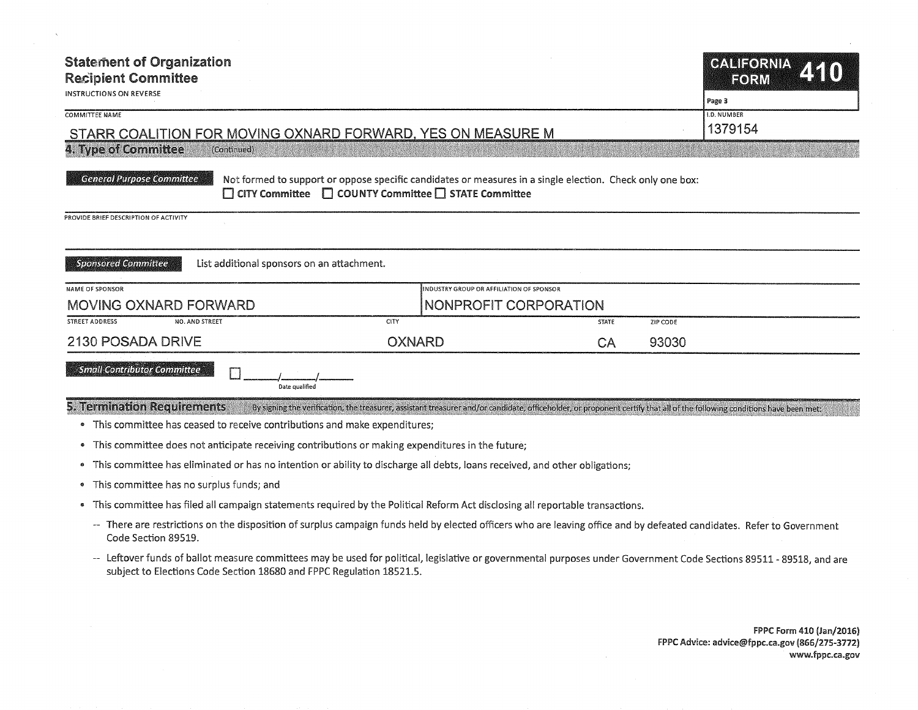# Statement of Organization
## Recipient Committee

INSTRUCTIONS ON REVERSE

**CALIFORNIA FORM 410**

Page 3

| COMMITTEE NAME | I.D. NUMBER |
|---|---|
| STARR COALITION FOR MOVING OXNARD FORWARD, YES ON MEASURE M | 1379154 |

## 4. Type of Committee (Continued)

***General Purpose Committee*** Not formed to support or oppose specific candidates or measures in a single election. Check only one box:

☐ **CITY Committee** ☐ **COUNTY Committee** ☐ **STATE Committee**

PROVIDE BRIEF DESCRIPTION OF ACTIVITY

***Sponsored Committee*** List additional sponsors on an attachment.

| NAME OF SPONSOR | INDUSTRY GROUP OR AFFILIATION OF SPONSOR | | |
|---|---|---|---|
| MOVING OXNARD FORWARD | NONPROFIT CORPORATION | | |
| **STREET ADDRESS** NO. AND STREET | **CITY** | **STATE** | **ZIP CODE** |
| 2130 POSADA DRIVE | OXNARD | CA | 93030 |

***Small Contributor Committee*** ☐ ____/____/____ Date qualified

## 5. Termination Requirements

By signing the verification, the treasurer, assistant treasurer and/or candidate, officeholder, or proponent certify that all of the following conditions have been met:

- This committee has ceased to receive contributions and make expenditures;
- This committee does not anticipate receiving contributions or making expenditures in the future;
- This committee has eliminated or has no intention or ability to discharge all debts, loans received, and other obligations;
- This committee has no surplus funds; and
- This committee has filed all campaign statements required by the Political Reform Act disclosing all reportable transactions.
  - -- There are restrictions on the disposition of surplus campaign funds held by elected officers who are leaving office and by defeated candidates. Refer to Government Code Section 89519.
  - -- Leftover funds of ballot measure committees may be used for political, legislative or governmental purposes under Government Code Sections 89511 - 89518, and are subject to Elections Code Section 18680 and FPPC Regulation 18521.5.

**FPPC Form 410 (Jan/2016)**
**FPPC Advice: advice@fppc.ca.gov (866/275-3772)**
**www.fppc.ca.gov**